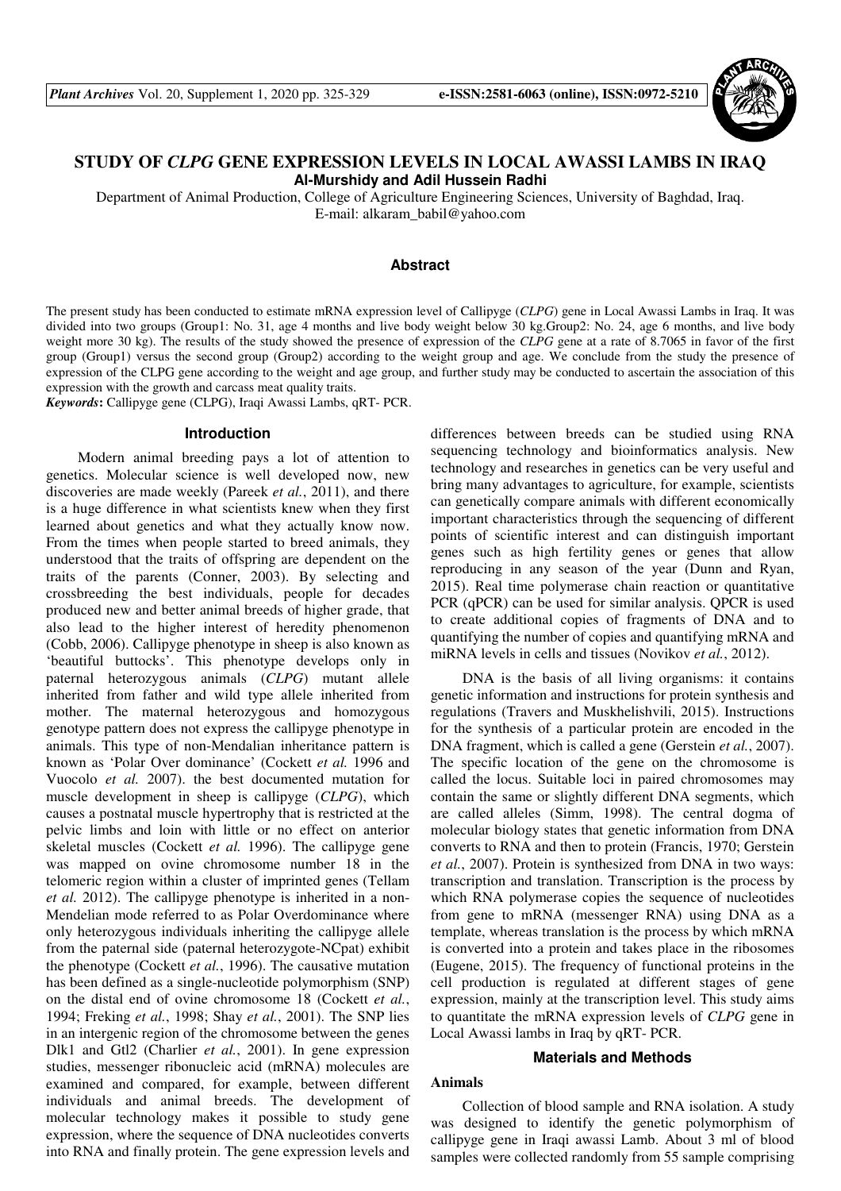# STUDY OF *CLPG* GENE EXPRESSION LEVELS IN LOCAL AWASSI LAMBS IN IRAQ

**Al-Murshidy and Adil Hussein Radhi**

Department of Animal Production, College of Agriculture Engineering Sciences, University of Baghdad, Iraq.
E-mail: alkaram_babil@yahoo.com

## Abstract

The present study has been conducted to estimate mRNA expression level of Callipyge (*CLPG*) gene in Local Awassi Lambs in Iraq. It was divided into two groups (Group1: No. 31, age 4 months and live body weight below 30 kg.Group2: No. 24, age 6 months, and live body weight more 30 kg). The results of the study showed the presence of expression of the *CLPG* gene at a rate of 8.7065 in favor of the first group (Group1) versus the second group (Group2) according to the weight group and age. We conclude from the study the presence of expression of the CLPG gene according to the weight and age group, and further study may be conducted to ascertain the association of this expression with the growth and carcass meat quality traits.

***Keywords*:** Callipyge gene (CLPG), Iraqi Awassi Lambs, qRT- PCR.

## Introduction

Modern animal breeding pays a lot of attention to genetics. Molecular science is well developed now, new discoveries are made weekly (Pareek *et al.*, 2011), and there is a huge difference in what scientists knew when they first learned about genetics and what they actually know now. From the times when people started to breed animals, they understood that the traits of offspring are dependent on the traits of the parents (Conner, 2003). By selecting and crossbreeding the best individuals, people for decades produced new and better animal breeds of higher grade, that also lead to the higher interest of heredity phenomenon (Cobb, 2006). Callipyge phenotype in sheep is also known as 'beautiful buttocks'. This phenotype develops only in paternal heterozygous animals (*CLPG*) mutant allele inherited from father and wild type allele inherited from mother. The maternal heterozygous and homozygous genotype pattern does not express the callipyge phenotype in animals. This type of non-Mendelian inheritance pattern is known as 'Polar Over dominance' (Cockett *et al.* 1996 and Vuocolo *et al.* 2007). the best documented mutation for muscle development in sheep is callipyge (*CLPG*), which causes a postnatal muscle hypertrophy that is restricted at the pelvic limbs and loin with little or no effect on anterior skeletal muscles (Cockett *et al.* 1996). The callipyge gene was mapped on ovine chromosome number 18 in the telomeric region within a cluster of imprinted genes (Tellam *et al.* 2012). The callipyge phenotype is inherited in a non-Mendelian mode referred to as Polar Overdominance where only heterozygous individuals inheriting the callipyge allele from the paternal side (paternal heterozygote-NCpat) exhibit the phenotype (Cockett *et al.*, 1996). The causative mutation has been defined as a single-nucleotide polymorphism (SNP) on the distal end of ovine chromosome 18 (Cockett *et al.*, 1994; Freking *et al.*, 1998; Shay *et al.*, 2001). The SNP lies in an intergenic region of the chromosome between the genes Dlk1 and Gtl2 (Charlier *et al.*, 2001). In gene expression studies, messenger ribonucleic acid (mRNA) molecules are examined and compared, for example, between different individuals and animal breeds. The development of molecular technology makes it possible to study gene expression, where the sequence of DNA nucleotides converts into RNA and finally protein. The gene expression levels and differences between breeds can be studied using RNA sequencing technology and bioinformatics analysis. New technology and researches in genetics can be very useful and bring many advantages to agriculture, for example, scientists can genetically compare animals with different economically important characteristics through the sequencing of different points of scientific interest and can distinguish important genes such as high fertility genes or genes that allow reproducing in any season of the year (Dunn and Ryan, 2015). Real time polymerase chain reaction or quantitative PCR (qPCR) can be used for similar analysis. QPCR is used to create additional copies of fragments of DNA and to quantifying the number of copies and quantifying mRNA and miRNA levels in cells and tissues (Novikov *et al.*, 2012).

DNA is the basis of all living organisms: it contains genetic information and instructions for protein synthesis and regulations (Travers and Muskhelishvili, 2015). Instructions for the synthesis of a particular protein are encoded in the DNA fragment, which is called a gene (Gerstein *et al.*, 2007). The specific location of the gene on the chromosome is called the locus. Suitable loci in paired chromosomes may contain the same or slightly different DNA segments, which are called alleles (Simm, 1998). The central dogma of molecular biology states that genetic information from DNA converts to RNA and then to protein (Francis, 1970; Gerstein *et al.*, 2007). Protein is synthesized from DNA in two ways: transcription and translation. Transcription is the process by which RNA polymerase copies the sequence of nucleotides from gene to mRNA (messenger RNA) using DNA as a template, whereas translation is the process by which mRNA is converted into a protein and takes place in the ribosomes (Eugene, 2015). The frequency of functional proteins in the cell production is regulated at different stages of gene expression, mainly at the transcription level. This study aims to quantitate the mRNA expression levels of *CLPG* gene in Local Awassi lambs in Iraq by qRT- PCR.

## Materials and Methods

### Animals

Collection of blood sample and RNA isolation. A study was designed to identify the genetic polymorphism of callipyge gene in Iraqi awassi Lamb. About 3 ml of blood samples were collected randomly from 55 sample comprising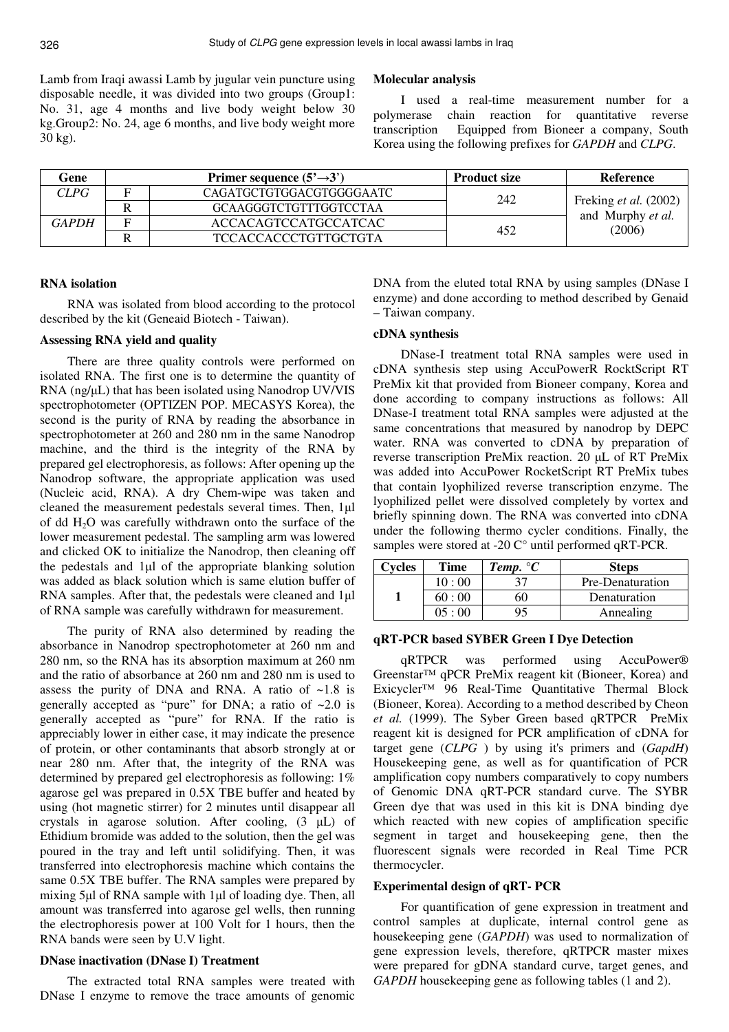Lamb from Iraqi awassi Lamb by jugular vein puncture using disposable needle, it was divided into two groups (Group1: No. 31, age 4 months and live body weight below 30 kg.Group2: No. 24, age 6 months, and live body weight more 30 kg).

## Molecular analysis

I used a real-time measurement number for a polymerase chain reaction for quantitative reverse transcription Equipped from Bioneer a company, South Korea using the following prefixes for *GAPDH* and *CLPG*.

| Gene | | Primer sequence (5'→3') | Product size | Reference |
|---|---|---|---|---|
| *CLPG* | F | CAGATGCTGTGGACGTGGGGAATC | 242 | Freking *et al.* (2002) and Murphy *et al.* (2006) |
| | R | GCAAGGGTCTGTTTGGTCCTAA | | |
| *GAPDH* | F | ACCACAGTCCATGCCATCAC | 452 | |
| | R | TCCACCACCCTGTTGCTGTA | | |

### RNA isolation

RNA was isolated from blood according to the protocol described by the kit (Geneaid Biotech - Taiwan).

### Assessing RNA yield and quality

There are three quality controls were performed on isolated RNA. The first one is to determine the quantity of RNA (ng/µL) that has been isolated using Nanodrop UV/VIS spectrophotometer (OPTIZEN POP. MECASYS Korea), the second is the purity of RNA by reading the absorbance in spectrophotometer at 260 and 280 nm in the same Nanodrop machine, and the third is the integrity of the RNA by prepared gel electrophoresis, as follows: After opening up the Nanodrop software, the appropriate application was used (Nucleic acid, RNA). A dry Chem-wipe was taken and cleaned the measurement pedestals several times. Then, 1µl of dd $H_2O$ was carefully withdrawn onto the surface of the lower measurement pedestal. The sampling arm was lowered and clicked OK to initialize the Nanodrop, then cleaning off the pedestals and 1µl of the appropriate blanking solution was added as black solution which is same elution buffer of RNA samples. After that, the pedestals were cleaned and 1µl of RNA sample was carefully withdrawn for measurement.

The purity of RNA also determined by reading the absorbance in Nanodrop spectrophotometer at 260 nm and 280 nm, so the RNA has its absorption maximum at 260 nm and the ratio of absorbance at 260 nm and 280 nm is used to assess the purity of DNA and RNA. A ratio of ~1.8 is generally accepted as "pure" for DNA; a ratio of ~2.0 is generally accepted as "pure" for RNA. If the ratio is appreciably lower in either case, it may indicate the presence of protein, or other contaminants that absorb strongly at or near 280 nm. After that, the integrity of the RNA was determined by prepared gel electrophoresis as following: 1% agarose gel was prepared in 0.5X TBE buffer and heated by using (hot magnetic stirrer) for 2 minutes until disappear all crystals in agarose solution. After cooling, (3 µL) of Ethidium bromide was added to the solution, then the gel was poured in the tray and left until solidifying. Then, it was transferred into electrophoresis machine which contains the same 0.5X TBE buffer. The RNA samples were prepared by mixing 5µl of RNA sample with 1µl of loading dye. Then, all amount was transferred into agarose gel wells, then running the electrophoresis power at 100 Volt for 1 hours, then the RNA bands were seen by U.V light.

### DNase inactivation (DNase I) Treatment

The extracted total RNA samples were treated with DNase I enzyme to remove the trace amounts of genomic DNA from the eluted total RNA by using samples (DNase I enzyme) and done according to method described by Genaid – Taiwan company.

### cDNA synthesis

DNase-I treatment total RNA samples were used in cDNA synthesis step using AccuPowerR RocktScript RT PreMix kit that provided from Bioneer company, Korea and done according to company instructions as follows: All DNase-I treatment total RNA samples were adjusted at the same concentrations that measured by nanodrop by DEPC water. RNA was converted to cDNA by preparation of reverse transcription PreMix reaction. 20 µL of RT PreMix was added into AccuPower RocketScript RT PreMix tubes that contain lyophilized reverse transcription enzyme. The lyophilized pellet were dissolved completely by vortex and briefly spinning down. The RNA was converted into cDNA under the following thermo cycler conditions. Finally, the samples were stored at -20 C° until performed qRT-PCR.

| Cycles | Time | *Temp. °C* | Steps |
|---|---|---|---|
| 1 | 10 : 00 | 37 | Pre-Denaturation |
| | 60 : 00 | 60 | Denaturation |
| | 05 : 00 | 95 | Annealing |

### qRT-PCR based SYBER Green I Dye Detection

qRTPCR was performed using AccuPower® Greenstar™ qPCR PreMix reagent kit (Bioneer, Korea) and Exicycler™ 96 Real-Time Quantitative Thermal Block (Bioneer, Korea). According to a method described by Cheon *et al.* (1999). The Syber Green based qRTPCR PreMix reagent kit is designed for PCR amplification of cDNA for target gene (*CLPG* ) by using it's primers and (*GapdH*) Housekeeping gene, as well as for quantification of PCR amplification copy numbers comparatively to copy numbers of Genomic DNA qRT-PCR standard curve. The SYBR Green dye that was used in this kit is DNA binding dye which reacted with new copies of amplification specific segment in target and housekeeping gene, then the fluorescent signals were recorded in Real Time PCR thermocycler.

### Experimental design of qRT- PCR

For quantification of gene expression in treatment and control samples at duplicate, internal control gene as housekeeping gene (*GAPDH*) was used to normalization of gene expression levels, therefore, qRTPCR master mixes were prepared for gDNA standard curve, target genes, and *GAPDH* housekeeping gene as following tables (1 and 2).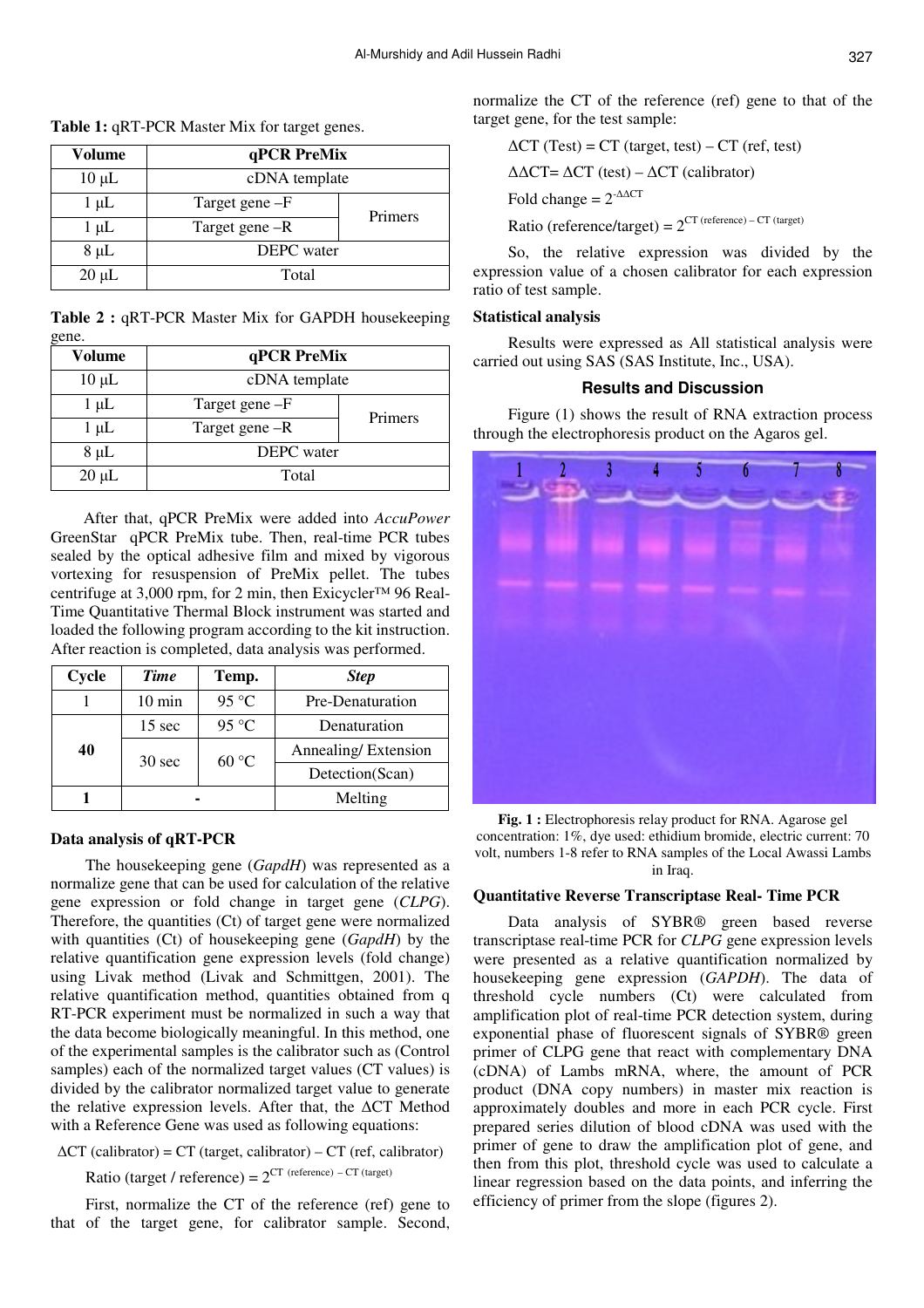**Table 1:** qRT-PCR Master Mix for target genes.

| Volume | qPCR PreMix | |
|---|---|---|
| 10 μL | cDNA template | |
| 1 μL | Target gene –F | Primers |
| 1 μL | Target gene –R | |
| 8 μL | DEPC water | |
| 20 μL | Total | |

**Table 2 :** qRT-PCR Master Mix for GAPDH housekeeping gene.

| Volume | qPCR PreMix | |
|---|---|---|
| 10 μL | cDNA template | |
| 1 μL | Target gene –F | Primers |
| 1 μL | Target gene –R | |
| 8 μL | DEPC water | |
| 20 μL | Total | |

After that, qPCR PreMix were added into *AccuPower* GreenStar qPCR PreMix tube. Then, real-time PCR tubes sealed by the optical adhesive film and mixed by vigorous vortexing for resuspension of PreMix pellet. The tubes centrifuge at 3,000 rpm, for 2 min, then Exicycler™ 96 Real-Time Quantitative Thermal Block instrument was started and loaded the following program according to the kit instruction. After reaction is completed, data analysis was performed.

| Cycle | *Time* | Temp. | *Step* |
|---|---|---|---|
| 1 | 10 min | 95 °C | Pre-Denaturation |
| 40 | 15 sec | 95 °C | Denaturation |
| | 30 sec | 60 °C | Annealing/ Extension |
| | | | Detection(Scan) |
| **1** | - | | Melting |

### Data analysis of qRT-PCR

The housekeeping gene (*GapdH*) was represented as a normalize gene that can be used for calculation of the relative gene expression or fold change in target gene (*CLPG*). Therefore, the quantities (Ct) of target gene were normalized with quantities (Ct) of housekeeping gene (*GapdH*) by the relative quantification gene expression levels (fold change) using Livak method (Livak and Schmittgen, 2001). The relative quantification method, quantities obtained from q RT-PCR experiment must be normalized in such a way that the data become biologically meaningful. In this method, one of the experimental samples is the calibrator such as (Control samples) each of the normalized target values (CT values) is divided by the calibrator normalized target value to generate the relative expression levels. After that, the ΔCT Method with a Reference Gene was used as following equations:

$$\Delta CT\ (\text{calibrator}) = CT\ (\text{target, calibrator}) - CT\ (\text{ref, calibrator})$$

$$\text{Ratio (target / reference)} = 2^{CT\ (\text{reference}) - CT\ (\text{target})}$$

First, normalize the CT of the reference (ref) gene to that of the target gene, for calibrator sample. Second, normalize the CT of the reference (ref) gene to that of the target gene, for the test sample:

$$\Delta CT\ (\text{Test}) = CT\ (\text{target, test}) - CT\ (\text{ref, test})$$

$$\Delta\Delta CT = \Delta CT\ (\text{test}) - \Delta CT\ (\text{calibrator})$$

$$\text{Fold change} = 2^{-\Delta\Delta CT}$$

$$\text{Ratio (reference/target)} = 2^{CT\ (\text{reference}) - CT\ (\text{target})}$$

So, the relative expression was divided by the expression value of a chosen calibrator for each expression ratio of test sample.

### Statistical analysis

Results were expressed as All statistical analysis were carried out using SAS (SAS Institute, Inc., USA).

## Results and Discussion

Figure (1) shows the result of RNA extraction process through the electrophoresis product on the Agaros gel.

**Fig. 1 :** Electrophoresis relay product for RNA. Agarose gel concentration: 1%, dye used: ethidium bromide, electric current: 70 volt, numbers 1-8 refer to RNA samples of the Local Awassi Lambs in Iraq.

### Quantitative Reverse Transcriptase Real- Time PCR

Data analysis of SYBR® green based reverse transcriptase real-time PCR for *CLPG* gene expression levels were presented as a relative quantification normalized by housekeeping gene expression (*GAPDH*). The data of threshold cycle numbers (Ct) were calculated from amplification plot of real-time PCR detection system, during exponential phase of fluorescent signals of SYBR® green primer of CLPG gene that react with complementary DNA (cDNA) of Lambs mRNA, where, the amount of PCR product (DNA copy numbers) in master mix reaction is approximately doubles and more in each PCR cycle. First prepared series dilution of blood cDNA was used with the primer of gene to draw the amplification plot of gene, and then from this plot, threshold cycle was used to calculate a linear regression based on the data points, and inferring the efficiency of primer from the slope (figures 2).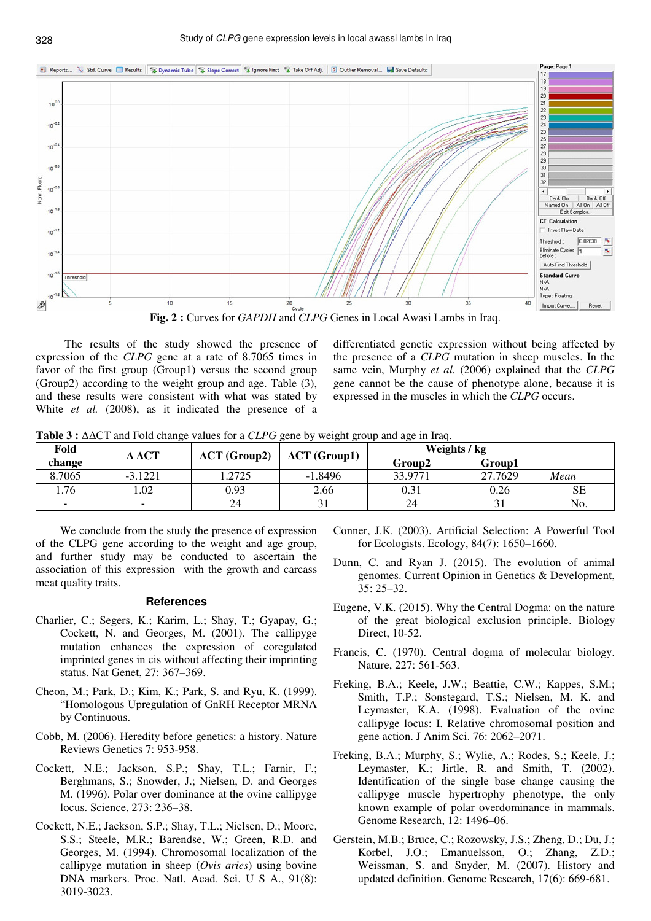**Fig. 2 :** Curves for *GAPDH* and *CLPG* Genes in Local Awasi Lambs in Iraq.

The results of the study showed the presence of expression of the *CLPG* gene at a rate of 8.7065 times in favor of the first group (Group1) versus the second group (Group2) according to the weight group and age. Table (3), and these results were consistent with what was stated by White *et al.* (2008), as it indicated the presence of a differentiated genetic expression without being affected by the presence of a *CLPG* mutation in sheep muscles. In the same vein, Murphy *et al.* (2006) explained that the *CLPG* gene cannot be the cause of phenotype alone, because it is expressed in the muscles in which the *CLPG* occurs.

**Table 3 :** ΔΔCT and Fold change values for a *CLPG* gene by weight group and age in Iraq.

| Fold change | Δ ΔCT | ΔCT (Group2) | ΔCT (Group1) | Weights / kg | | |
|---|---|---|---|---|---|---|
| | | | | Group2 | Group1 | |
| 8.7065 | -3.1221 | 1.2725 | -1.8496 | 33.9771 | 27.7629 | *Mean* |
| 1.76 | 1.02 | 0.93 | 2.66 | 0.31 | 0.26 | SE |
| - | - | 24 | 31 | 24 | 31 | No. |

We conclude from the study the presence of expression of the CLPG gene according to the weight and age group, and further study may be conducted to ascertain the association of this expression with the growth and carcass meat quality traits.

## References

Charlier, C.; Segers, K.; Karim, L.; Shay, T.; Gyapay, G.; Cockett, N. and Georges, M. (2001). The callipyge mutation enhances the expression of coregulated imprinted genes in cis without affecting their imprinting status. Nat Genet, 27: 367–369.

Cheon, M.; Park, D.; Kim, K.; Park, S. and Ryu, K. (1999). "Homologous Upregulation of GnRH Receptor MRNA by Continuous.

Cobb, M. (2006). Heredity before genetics: a history. Nature Reviews Genetics 7: 953-958.

Cockett, N.E.; Jackson, S.P.; Shay, T.L.; Farnir, F.; Berghmans, S.; Snowder, J.; Nielsen, D. and Georges M. (1996). Polar over dominance at the ovine callipyge locus. Science, 273: 236–38.

Cockett, N.E.; Jackson, S.P.; Shay, T.L.; Nielsen, D.; Moore, S.S.; Steele, M.R.; Barendse, W.; Green, R.D. and Georges, M. (1994). Chromosomal localization of the callipyge mutation in sheep (*Ovis aries*) using bovine DNA markers. Proc. Natl. Acad. Sci. U S A., 91(8): 3019-3023.

Conner, J.K. (2003). Artificial Selection: A Powerful Tool for Ecologists. Ecology, 84(7): 1650–1660.

Dunn, C. and Ryan J. (2015). The evolution of animal genomes. Current Opinion in Genetics & Development, 35: 25–32.

Eugene, V.K. (2015). Why the Central Dogma: on the nature of the great biological exclusion principle. Biology Direct, 10-52.

Francis, C. (1970). Central dogma of molecular biology. Nature, 227: 561-563.

Freking, B.A.; Keele, J.W.; Beattie, C.W.; Kappes, S.M.; Smith, T.P.; Sonstegard, T.S.; Nielsen, M. K. and Leymaster, K.A. (1998). Evaluation of the ovine callipyge locus: I. Relative chromosomal position and gene action. J Anim Sci. 76: 2062–2071.

Freking, B.A.; Murphy, S.; Wylie, A.; Rodes, S.; Keele, J.; Leymaster, K.; Jirtle, R. and Smith, T. (2002). Identification of the single base change causing the callipyge muscle hypertrophy phenotype, the only known example of polar overdominance in mammals. Genome Research, 12: 1496–06.

Gerstein, M.B.; Bruce, C.; Rozowsky, J.S.; Zheng, D.; Du, J.; Korbel, J.O.; Emanuelsson, O.; Zhang, Z.D.; Weissman, S. and Snyder, M. (2007). History and updated definition. Genome Research, 17(6): 669-681.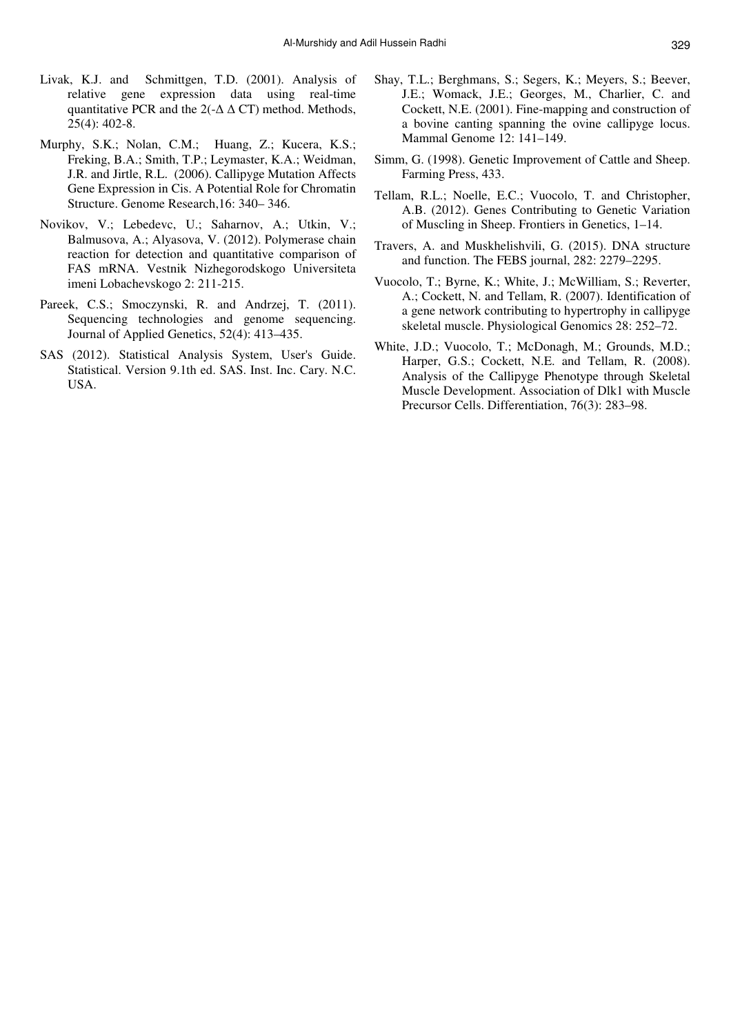Livak, K.J. and Schmittgen, T.D. (2001). Analysis of relative gene expression data using real-time quantitative PCR and the 2(-Δ Δ CT) method. Methods, 25(4): 402-8.

Murphy, S.K.; Nolan, C.M.; Huang, Z.; Kucera, K.S.; Freking, B.A.; Smith, T.P.; Leymaster, K.A.; Weidman, J.R. and Jirtle, R.L. (2006). Callipyge Mutation Affects Gene Expression in Cis. A Potential Role for Chromatin Structure. Genome Research,16: 340– 346.

Novikov, V.; Lebedevc, U.; Saharnov, A.; Utkin, V.; Balmusova, A.; Alyasova, V. (2012). Polymerase chain reaction for detection and quantitative comparison of FAS mRNA. Vestnik Nizhegorodskogo Universiteta imeni Lobachevskogo 2: 211-215.

Pareek, C.S.; Smoczynski, R. and Andrzej, T. (2011). Sequencing technologies and genome sequencing. Journal of Applied Genetics, 52(4): 413–435.

SAS (2012). Statistical Analysis System, User's Guide. Statistical. Version 9.1th ed. SAS. Inst. Inc. Cary. N.C. USA.

Shay, T.L.; Berghmans, S.; Segers, K.; Meyers, S.; Beever, J.E.; Womack, J.E.; Georges, M., Charlier, C. and Cockett, N.E. (2001). Fine-mapping and construction of a bovine canting spanning the ovine callipyge locus. Mammal Genome 12: 141–149.

Simm, G. (1998). Genetic Improvement of Cattle and Sheep. Farming Press, 433.

Tellam, R.L.; Noelle, E.C.; Vuocolo, T. and Christopher, A.B. (2012). Genes Contributing to Genetic Variation of Muscling in Sheep. Frontiers in Genetics, 1–14.

Travers, A. and Muskhelishvili, G. (2015). DNA structure and function. The FEBS journal, 282: 2279–2295.

Vuocolo, T.; Byrne, K.; White, J.; McWilliam, S.; Reverter, A.; Cockett, N. and Tellam, R. (2007). Identification of a gene network contributing to hypertrophy in callipyge skeletal muscle. Physiological Genomics 28: 252–72.

White, J.D.; Vuocolo, T.; McDonagh, M.; Grounds, M.D.; Harper, G.S.; Cockett, N.E. and Tellam, R. (2008). Analysis of the Callipyge Phenotype through Skeletal Muscle Development. Association of Dlk1 with Muscle Precursor Cells. Differentiation, 76(3): 283–98.